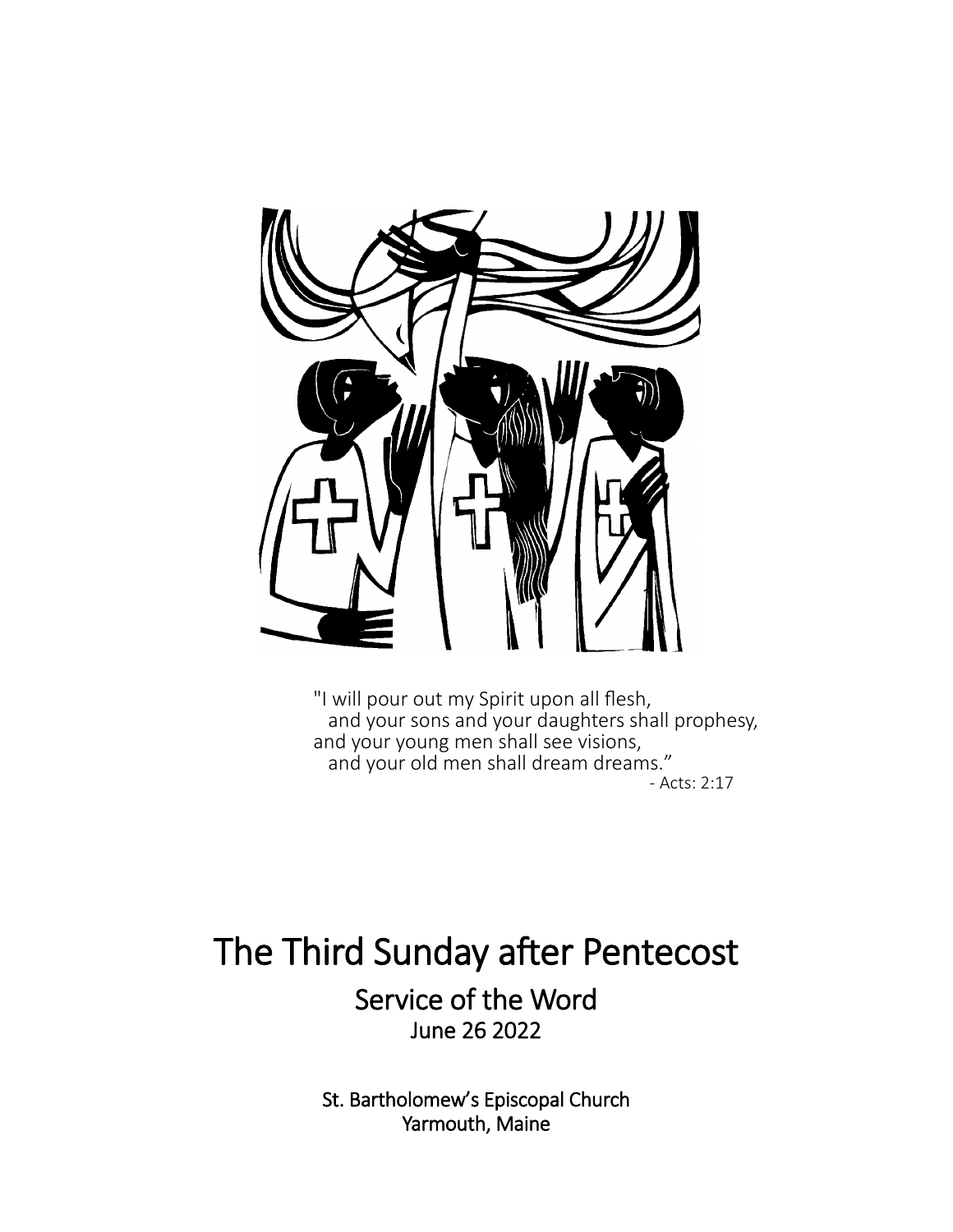"I will pour out my Spirit upon all flesh,
  and your sons and your daughters shall prophesy,
and your young men shall see visions,
  and your old men shall dream dreams."
- Acts: 2:17

# The Third Sunday after Pentecost

## Service of the Word

June 26 2022

St. Bartholomew's Episcopal Church
Yarmouth, Maine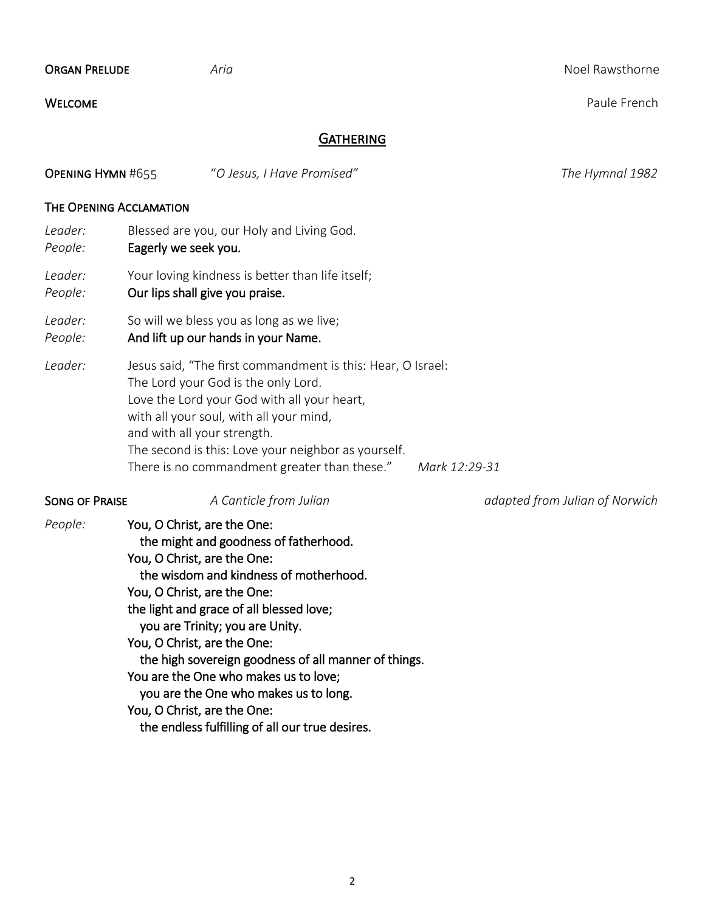**Organ Prelude** *Aria* Noel Rawsthorne

**Welcome** Paule French

## Gathering

**Opening Hymn** #655 *"O Jesus, I Have Promised"* *The Hymnal 1982*

**The Opening Acclamation**

*Leader:* Blessed are you, our Holy and Living God.
*People:* **Eagerly we seek you.**

*Leader:* Your loving kindness is better than life itself;
*People:* **Our lips shall give you praise.**

*Leader:* So will we bless you as long as we live;
*People:* **And lift up our hands in your Name.**

*Leader:* Jesus said, "The first commandment is this: Hear, O Israel:
The Lord your God is the only Lord.
Love the Lord your God with all your heart,
with all your soul, with all your mind,
and with all your strength.
The second is this: Love your neighbor as yourself.
There is no commandment greater than these." *Mark 12:29-31*

**Song of Praise** *A Canticle from Julian* *adapted from Julian of Norwich*

*People:* **You, O Christ, are the One:**
**the might and goodness of fatherhood.**
**You, O Christ, are the One:**
**the wisdom and kindness of motherhood.**
**You, O Christ, are the One:**
**the light and grace of all blessed love;**
**you are Trinity; you are Unity.**
**You, O Christ, are the One:**
**the high sovereign goodness of all manner of things.**
**You are the One who makes us to love;**
**you are the One who makes us to long.**
**You, O Christ, are the One:**
**the endless fulfilling of all our true desires.**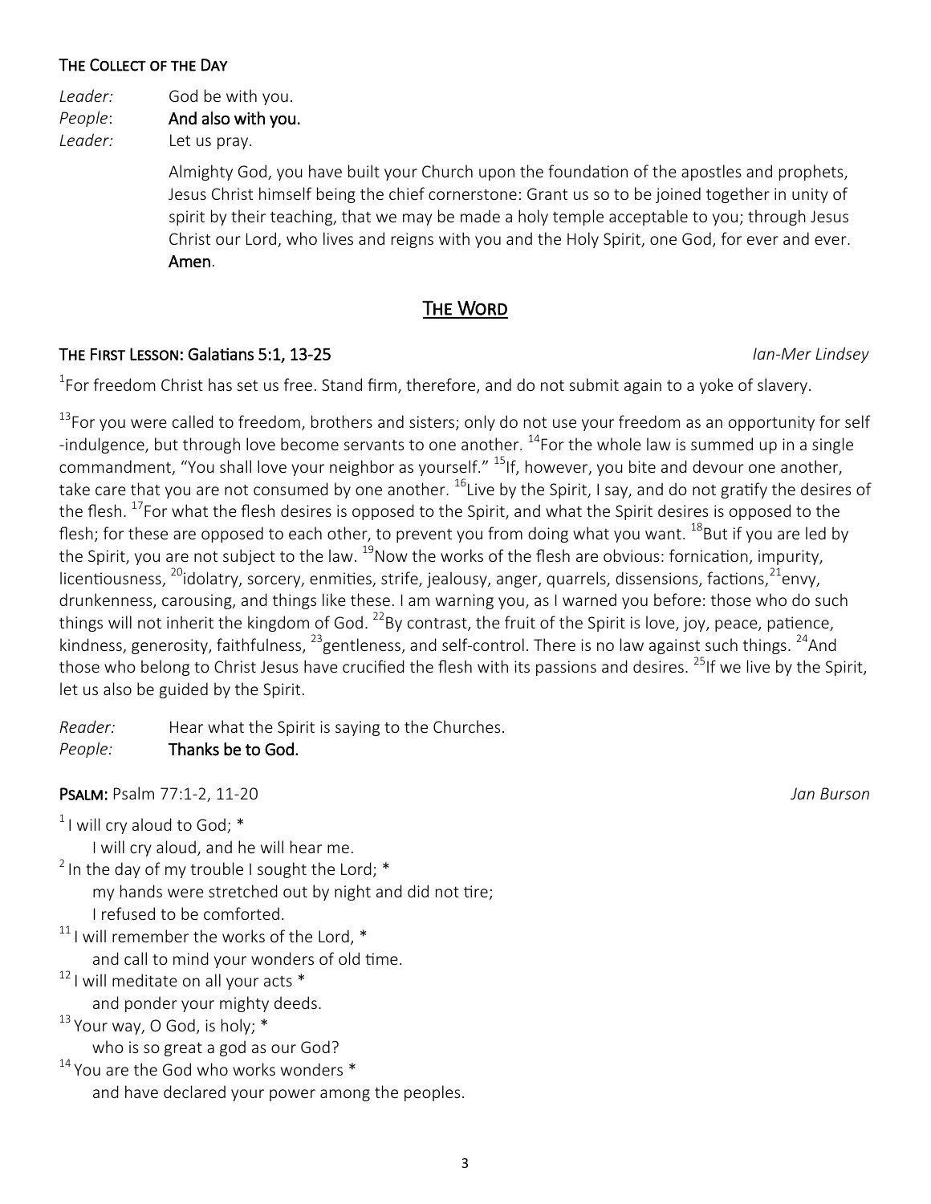### The Collect of the Day

*Leader:* God be with you.
*People*: **And also with you.**
*Leader:* Let us pray.

Almighty God, you have built your Church upon the foundation of the apostles and prophets, Jesus Christ himself being the chief cornerstone: Grant us so to be joined together in unity of spirit by their teaching, that we may be made a holy temple acceptable to you; through Jesus Christ our Lord, who lives and reigns with you and the Holy Spirit, one God, for ever and ever. **Amen**.

## The Word

### The First Lesson: Galatians 5:1, 13-25 — *Ian-Mer Lindsey*

[1]For freedom Christ has set us free. Stand firm, therefore, and do not submit again to a yoke of slavery.

[13]For you were called to freedom, brothers and sisters; only do not use your freedom as an opportunity for self -indulgence, but through love become servants to one another. [14]For the whole law is summed up in a single commandment, "You shall love your neighbor as yourself." [15]If, however, you bite and devour one another, take care that you are not consumed by one another. [16]Live by the Spirit, I say, and do not gratify the desires of the flesh. [17]For what the flesh desires is opposed to the Spirit, and what the Spirit desires is opposed to the flesh; for these are opposed to each other, to prevent you from doing what you want. [18]But if you are led by the Spirit, you are not subject to the law. [19]Now the works of the flesh are obvious: fornication, impurity, licentiousness, [20]idolatry, sorcery, enmities, strife, jealousy, anger, quarrels, dissensions, factions,[21]envy, drunkenness, carousing, and things like these. I am warning you, as I warned you before: those who do such things will not inherit the kingdom of God. [22]By contrast, the fruit of the Spirit is love, joy, peace, patience, kindness, generosity, faithfulness, [23]gentleness, and self-control. There is no law against such things. [24]And those who belong to Christ Jesus have crucified the flesh with its passions and desires. [25]If we live by the Spirit, let us also be guided by the Spirit.

*Reader:* Hear what the Spirit is saying to the Churches.
*People:* **Thanks be to God.**

### Psalm: Psalm 77:1-2, 11-20 — *Jan Burson*

[1] I will cry aloud to God; *
  I will cry aloud, and he will hear me.
[2] In the day of my trouble I sought the Lord; *
  my hands were stretched out by night and did not tire;
  I refused to be comforted.
[11] I will remember the works of the Lord, *
  and call to mind your wonders of old time.
[12] I will meditate on all your acts *
  and ponder your mighty deeds.
[13] Your way, O God, is holy; *
  who is so great a god as our God?
[14] You are the God who works wonders *
  and have declared your power among the peoples.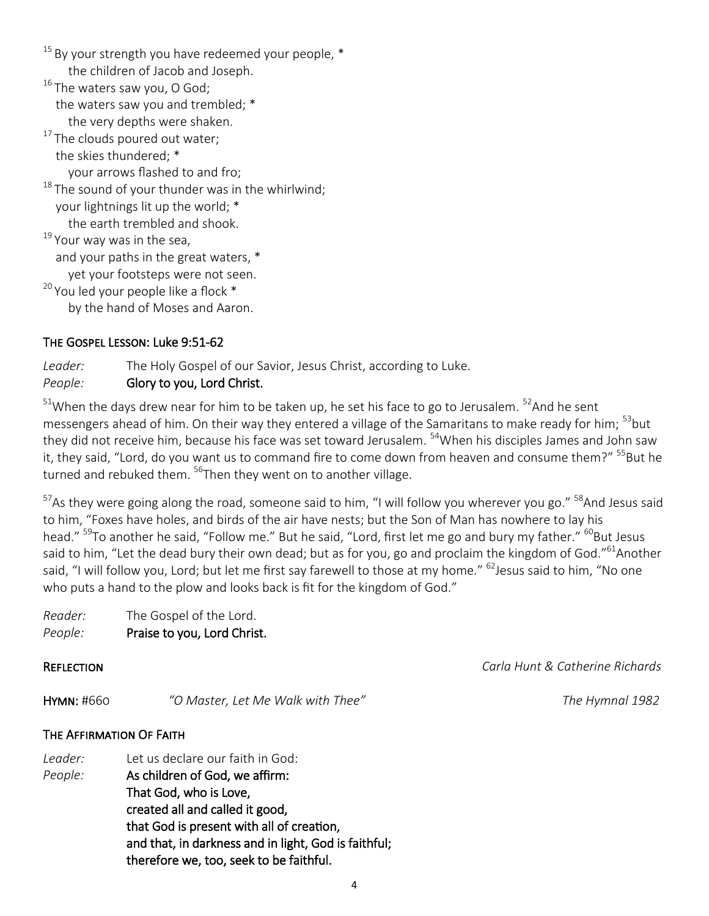[15] By your strength you have redeemed your people, *
the children of Jacob and Joseph.
[16] The waters saw you, O God;
the waters saw you and trembled; *
the very depths were shaken.
[17] The clouds poured out water;
the skies thundered; *
your arrows flashed to and fro;
[18] The sound of your thunder was in the whirlwind;
your lightnings lit up the world; *
the earth trembled and shook.
[19] Your way was in the sea,
and your paths in the great waters, *
yet your footsteps were not seen.
[20] You led your people like a flock *
by the hand of Moses and Aaron.

## The Gospel Lesson: Luke 9:51-62

*Leader:* The Holy Gospel of our Savior, Jesus Christ, according to Luke.
*People:* **Glory to you, Lord Christ.**

[51]When the days drew near for him to be taken up, he set his face to go to Jerusalem. [52]And he sent messengers ahead of him. On their way they entered a village of the Samaritans to make ready for him; [53]but they did not receive him, because his face was set toward Jerusalem. [54]When his disciples James and John saw it, they said, "Lord, do you want us to command fire to come down from heaven and consume them?" [55]But he turned and rebuked them. [56]Then they went on to another village.

[57]As they were going along the road, someone said to him, "I will follow you wherever you go." [58]And Jesus said to him, "Foxes have holes, and birds of the air have nests; but the Son of Man has nowhere to lay his head." [59]To another he said, "Follow me." But he said, "Lord, first let me go and bury my father." [60]But Jesus said to him, "Let the dead bury their own dead; but as for you, go and proclaim the kingdom of God."[61]Another said, "I will follow you, Lord; but let me first say farewell to those at my home." [62]Jesus said to him, "No one who puts a hand to the plow and looks back is fit for the kingdom of God."

*Reader:* The Gospel of the Lord.
*People:* **Praise to you, Lord Christ.**

**Reflection** *Carla Hunt & Catherine Richards*

**Hymn:** #660 *"O Master, Let Me Walk with Thee"* *The Hymnal 1982*

## The Affirmation Of Faith

*Leader:* Let us declare our faith in God:
*People:* **As children of God, we affirm:**
**That God, who is Love,**
**created all and called it good,**
**that God is present with all of creation,**
**and that, in darkness and in light, God is faithful;**
**therefore we, too, seek to be faithful.**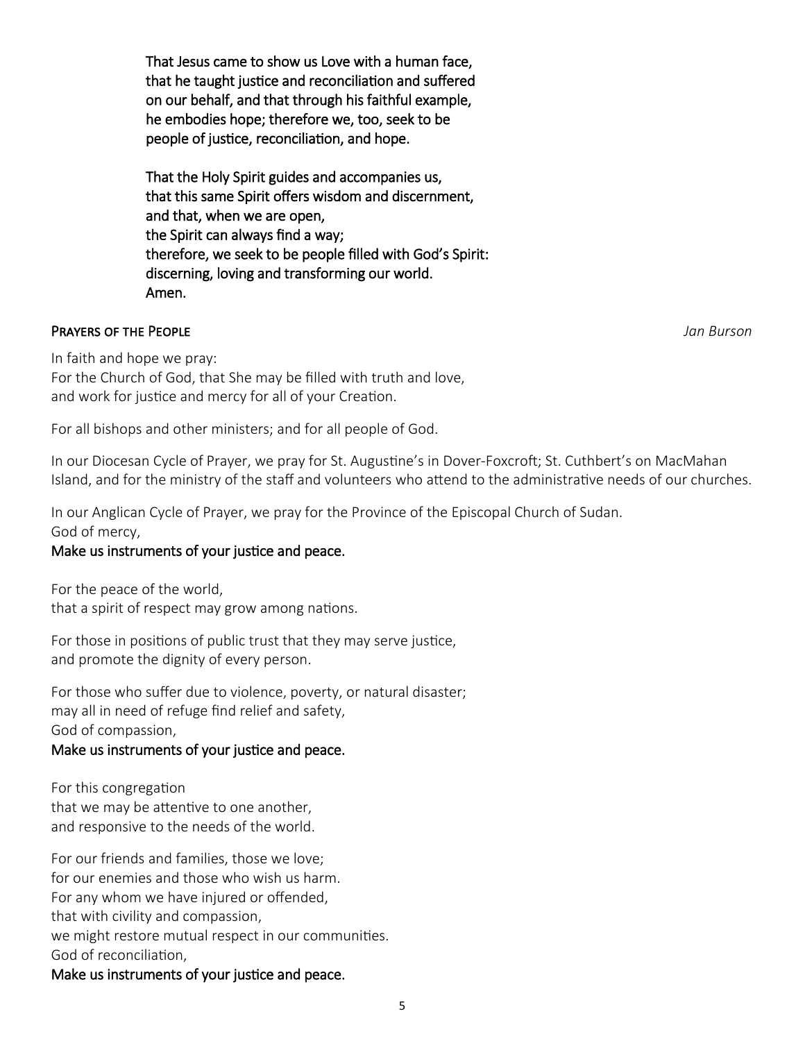**That Jesus came to show us Love with a human face,**
**that he taught justice and reconciliation and suffered**
**on our behalf, and that through his faithful example,**
**he embodies hope; therefore we, too, seek to be**
**people of justice, reconciliation, and hope.**

**That the Holy Spirit guides and accompanies us,**
**that this same Spirit offers wisdom and discernment,**
**and that, when we are open,**
**the Spirit can always find a way;**
**therefore, we seek to be people filled with God's Spirit:**
**discerning, loving and transforming our world.**
**Amen.**

**PRAYERS OF THE PEOPLE** *Jan Burson*

In faith and hope we pray:
For the Church of God, that She may be filled with truth and love,
and work for justice and mercy for all of your Creation.

For all bishops and other ministers; and for all people of God.

In our Diocesan Cycle of Prayer, we pray for St. Augustine's in Dover-Foxcroft; St. Cuthbert's on MacMahan Island, and for the ministry of the staff and volunteers who attend to the administrative needs of our churches.

In our Anglican Cycle of Prayer, we pray for the Province of the Episcopal Church of Sudan.
God of mercy,
**Make us instruments of your justice and peace.**

For the peace of the world,
that a spirit of respect may grow among nations.

For those in positions of public trust that they may serve justice,
and promote the dignity of every person.

For those who suffer due to violence, poverty, or natural disaster;
may all in need of refuge find relief and safety,
God of compassion,
**Make us instruments of your justice and peace.**

For this congregation
that we may be attentive to one another,
and responsive to the needs of the world.

For our friends and families, those we love;
for our enemies and those who wish us harm.
For any whom we have injured or offended,
that with civility and compassion,
we might restore mutual respect in our communities.
God of reconciliation,
**Make us instruments of your justice and peace.**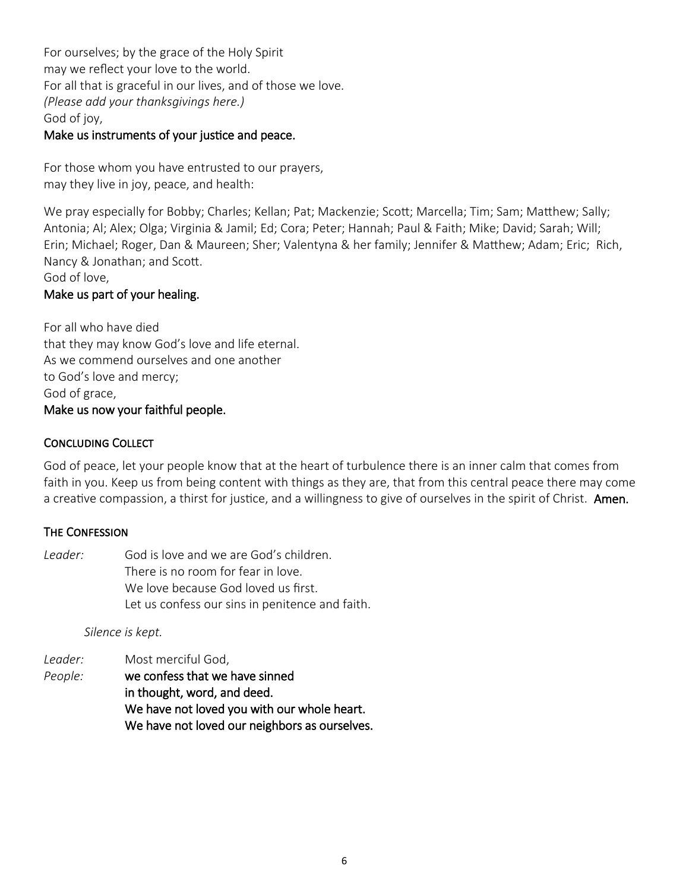For ourselves; by the grace of the Holy Spirit
may we reflect your love to the world.
For all that is graceful in our lives, and of those we love.
*(Please add your thanksgivings here.)*
God of joy,
**Make us instruments of your justice and peace.**

For those whom you have entrusted to our prayers,
may they live in joy, peace, and health:

We pray especially for Bobby; Charles; Kellan; Pat; Mackenzie; Scott; Marcella; Tim; Sam; Matthew; Sally; Antonia; Al; Alex; Olga; Virginia & Jamil; Ed; Cora; Peter; Hannah; Paul & Faith; Mike; David; Sarah; Will; Erin; Michael; Roger, Dan & Maureen; Sher; Valentyna & her family; Jennifer & Matthew; Adam; Eric; Rich, Nancy & Jonathan; and Scott.
God of love,
**Make us part of your healing.**

For all who have died
that they may know God's love and life eternal.
As we commend ourselves and one another
to God's love and mercy;
God of grace,
**Make us now your faithful people.**

## Concluding Collect

God of peace, let your people know that at the heart of turbulence there is an inner calm that comes from faith in you. Keep us from being content with things as they are, that from this central peace there may come a creative compassion, a thirst for justice, and a willingness to give of ourselves in the spirit of Christ. **Amen.**

## The Confession

*Leader:* God is love and we are God's children.
There is no room for fear in love.
We love because God loved us first.
Let us confess our sins in penitence and faith.

*Silence is kept.*

*Leader:* Most merciful God,
*People:* **we confess that we have sinned
in thought, word, and deed.
We have not loved you with our whole heart.
We have not loved our neighbors as ourselves.**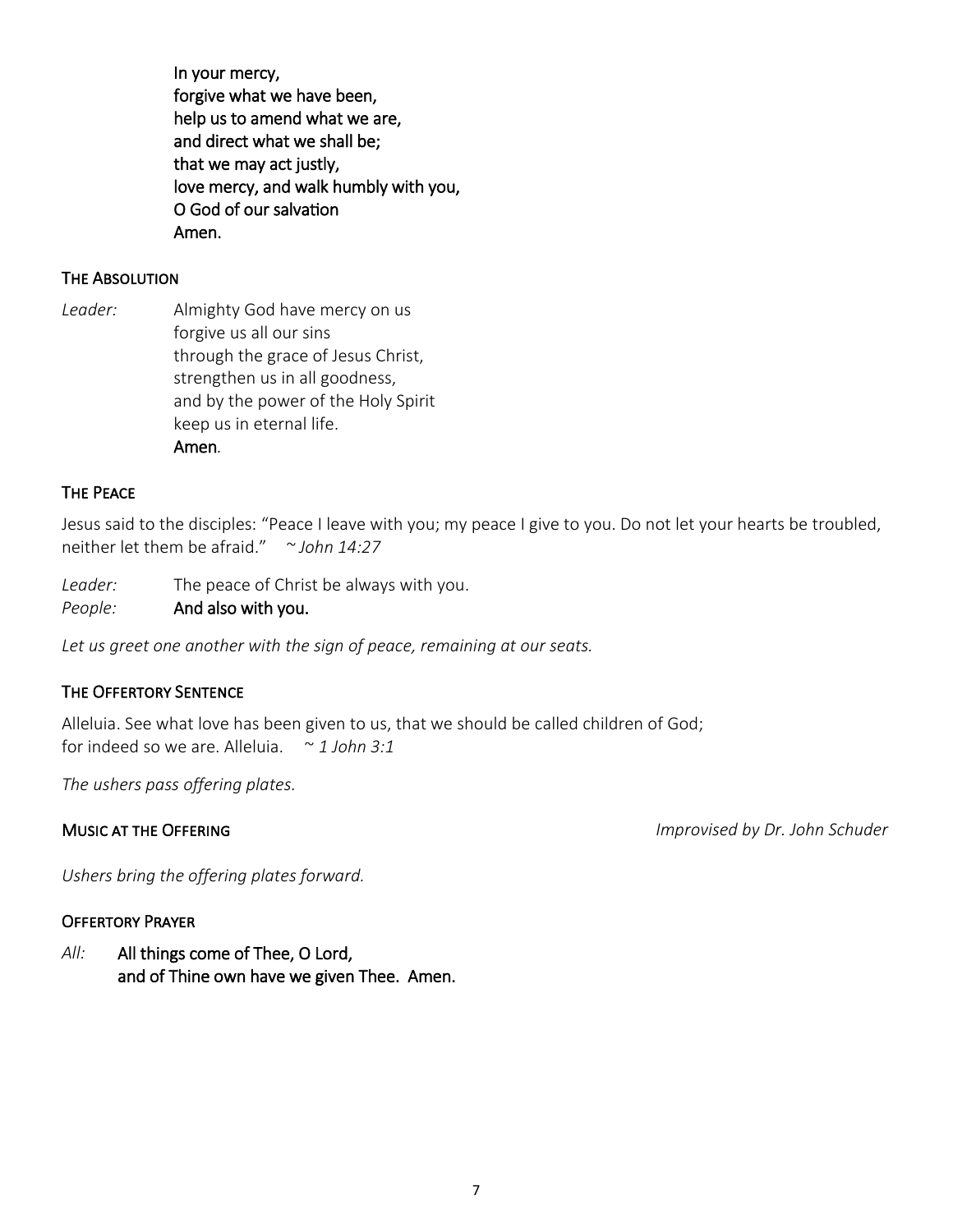**In your mercy,**
**forgive what we have been,**
**help us to amend what we are,**
**and direct what we shall be;**
**that we may act justly,**
**love mercy, and walk humbly with you,**
**O God of our salvation**
**Amen.**

### THE ABSOLUTION

*Leader:* Almighty God have mercy on us
forgive us all our sins
through the grace of Jesus Christ,
strengthen us in all goodness,
and by the power of the Holy Spirit
keep us in eternal life.
**Amen**.

### THE PEACE

Jesus said to the disciples: "Peace I leave with you; my peace I give to you. Do not let your hearts be troubled, neither let them be afraid." *~ John 14:27*

*Leader:* The peace of Christ be always with you.
*People:* **And also with you.**

*Let us greet one another with the sign of peace, remaining at our seats.*

### THE OFFERTORY SENTENCE

Alleluia. See what love has been given to us, that we should be called children of God;
for indeed so we are. Alleluia. *~ 1 John 3:1*

*The ushers pass offering plates.*

### MUSIC AT THE OFFERING

*Improvised by Dr. John Schuder*

*Ushers bring the offering plates forward.*

### OFFERTORY PRAYER

*All:* **All things come of Thee, O Lord,**
**and of Thine own have we given Thee. Amen.**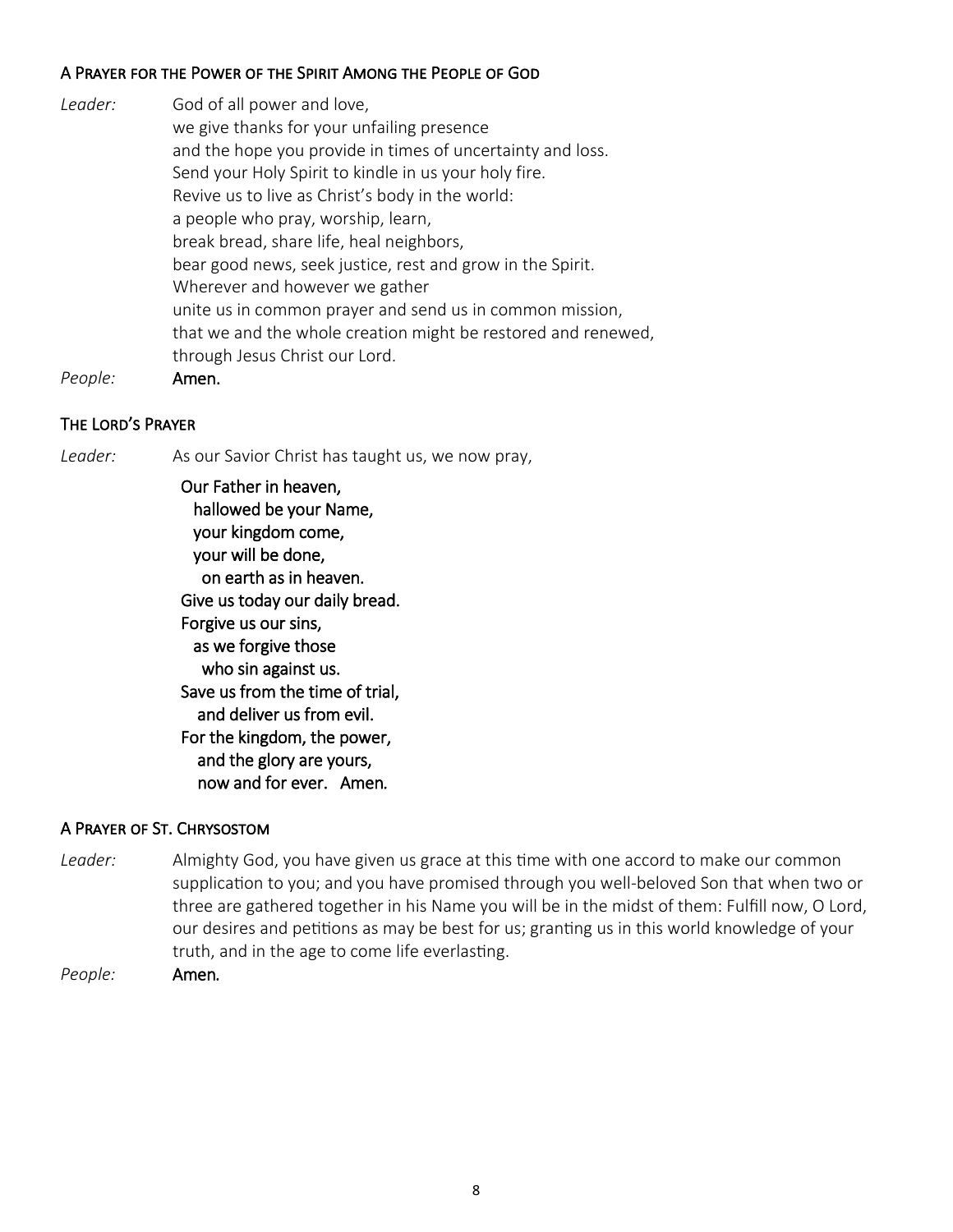### A Prayer for the Power of the Spirit Among the People of God

*Leader:* God of all power and love,
we give thanks for your unfailing presence
and the hope you provide in times of uncertainty and loss.
Send your Holy Spirit to kindle in us your holy fire.
Revive us to live as Christ's body in the world:
a people who pray, worship, learn,
break bread, share life, heal neighbors,
bear good news, seek justice, rest and grow in the Spirit.
Wherever and however we gather
unite us in common prayer and send us in common mission,
that we and the whole creation might be restored and renewed,
through Jesus Christ our Lord.

*People:* **Amen.**

### The Lord's Prayer

*Leader:* As our Savior Christ has taught us, we now pray,

**Our Father in heaven,**
**hallowed be your Name,**
**your kingdom come,**
**your will be done,**
**on earth as in heaven.**
**Give us today our daily bread.**
**Forgive us our sins,**
**as we forgive those**
**who sin against us.**
**Save us from the time of trial,**
**and deliver us from evil.**
**For the kingdom, the power,**
**and the glory are yours,**
**now and for ever. Amen.**

### A Prayer of St. Chrysostom

*Leader:* Almighty God, you have given us grace at this time with one accord to make our common supplication to you; and you have promised through you well-beloved Son that when two or three are gathered together in his Name you will be in the midst of them: Fulfill now, O Lord, our desires and petitions as may be best for us; granting us in this world knowledge of your truth, and in the age to come life everlasting.

*People:* **Amen.**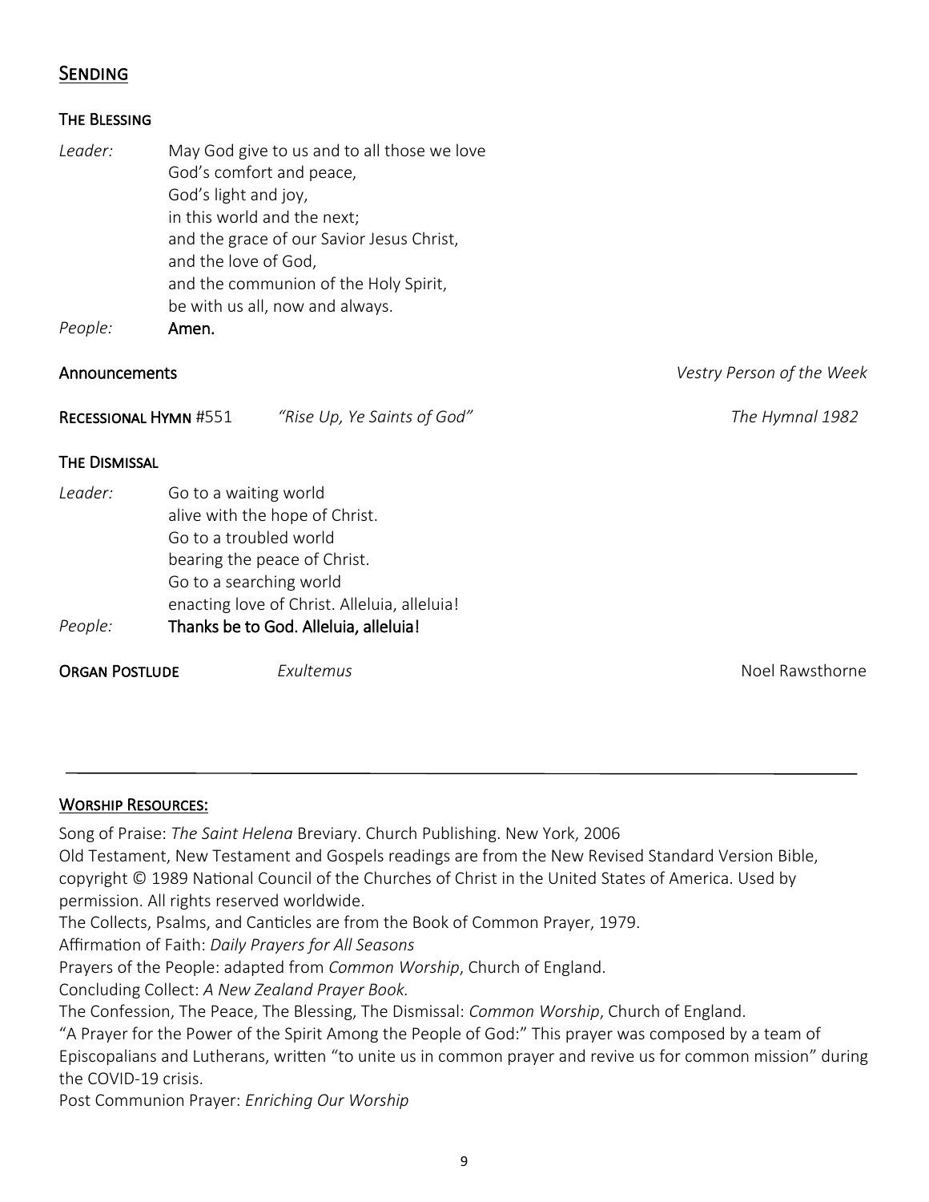## SENDING

### THE BLESSING

*Leader:* May God give to us and to all those we love
God's comfort and peace,
God's light and joy,
in this world and the next;
and the grace of our Savior Jesus Christ,
and the love of God,
and the communion of the Holy Spirit,
be with us all, now and always.

*People:* **Amen.**

**Announcements** *Vestry Person of the Week*

**RECESSIONAL HYMN** #551 *"Rise Up, Ye Saints of God"* *The Hymnal 1982*

### THE DISMISSAL

*Leader:* Go to a waiting world
alive with the hope of Christ.
Go to a troubled world
bearing the peace of Christ.
Go to a searching world
enacting love of Christ. Alleluia, alleluia!

*People:* **Thanks be to God. Alleluia, alleluia!**

**ORGAN POSTLUDE** *Exultemus* Noel Rawsthorne

---

### WORSHIP RESOURCES:

Song of Praise: *The Saint Helena* Breviary. Church Publishing. New York, 2006

Old Testament, New Testament and Gospels readings are from the New Revised Standard Version Bible, copyright © 1989 National Council of the Churches of Christ in the United States of America. Used by permission. All rights reserved worldwide.

The Collects, Psalms, and Canticles are from the Book of Common Prayer, 1979.

Affirmation of Faith: *Daily Prayers for All Seasons*

Prayers of the People: adapted from *Common Worship*, Church of England.

Concluding Collect: *A New Zealand Prayer Book.*

The Confession, The Peace, The Blessing, The Dismissal: *Common Worship*, Church of England.

"A Prayer for the Power of the Spirit Among the People of God:" This prayer was composed by a team of Episcopalians and Lutherans, written "to unite us in common prayer and revive us for common mission" during the COVID-19 crisis.

Post Communion Prayer: *Enriching Our Worship*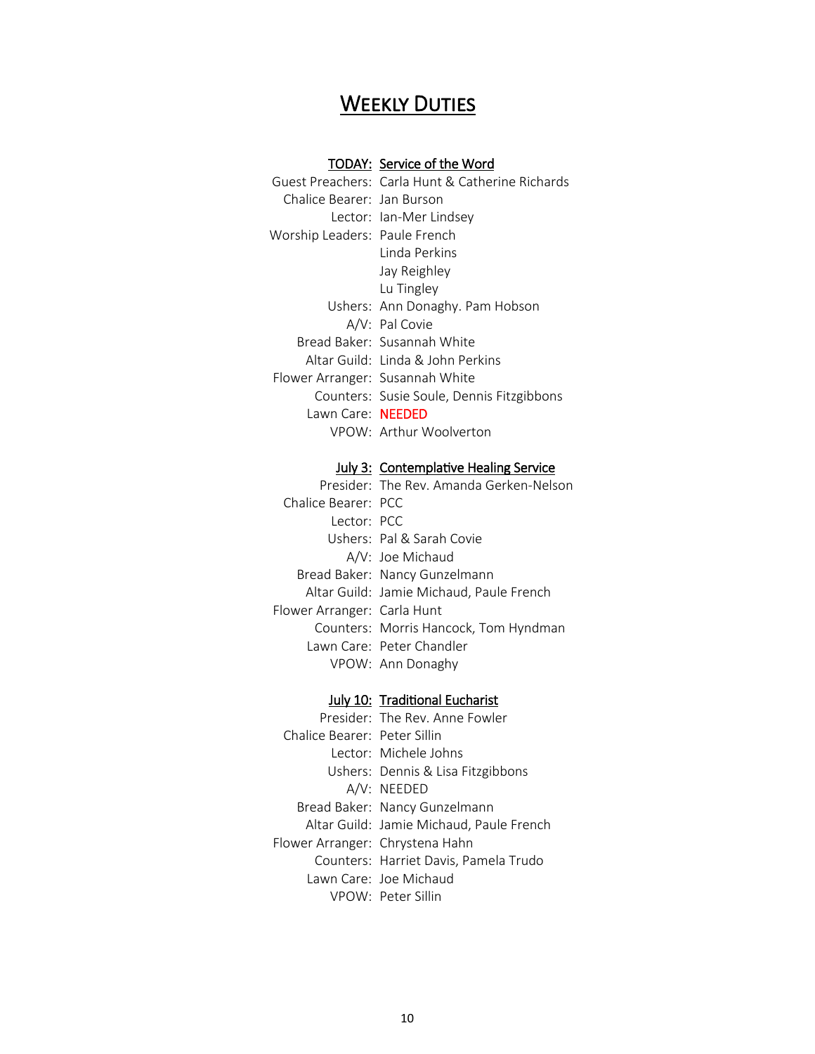# WEEKLY DUTIES

**TODAY: Service of the Word**

Guest Preachers: Carla Hunt & Catherine Richards
Chalice Bearer: Jan Burson
Lector: Ian-Mer Lindsey
Worship Leaders: Paule French
Linda Perkins
Jay Reighley
Lu Tingley
Ushers: Ann Donaghy. Pam Hobson
A/V: Pal Covie
Bread Baker: Susannah White
Altar Guild: Linda & John Perkins
Flower Arranger: Susannah White
Counters: Susie Soule, Dennis Fitzgibbons
Lawn Care: NEEDED
VPOW: Arthur Woolverton

**July 3: Contemplative Healing Service**

Presider: The Rev. Amanda Gerken-Nelson
Chalice Bearer: PCC
Lector: PCC
Ushers: Pal & Sarah Covie
A/V: Joe Michaud
Bread Baker: Nancy Gunzelmann
Altar Guild: Jamie Michaud, Paule French
Flower Arranger: Carla Hunt
Counters: Morris Hancock, Tom Hyndman
Lawn Care: Peter Chandler
VPOW: Ann Donaghy

**July 10: Traditional Eucharist**

Presider: The Rev. Anne Fowler
Chalice Bearer: Peter Sillin
Lector: Michele Johns
Ushers: Dennis & Lisa Fitzgibbons
A/V: NEEDED
Bread Baker: Nancy Gunzelmann
Altar Guild: Jamie Michaud, Paule French
Flower Arranger: Chrystena Hahn
Counters: Harriet Davis, Pamela Trudo
Lawn Care: Joe Michaud
VPOW: Peter Sillin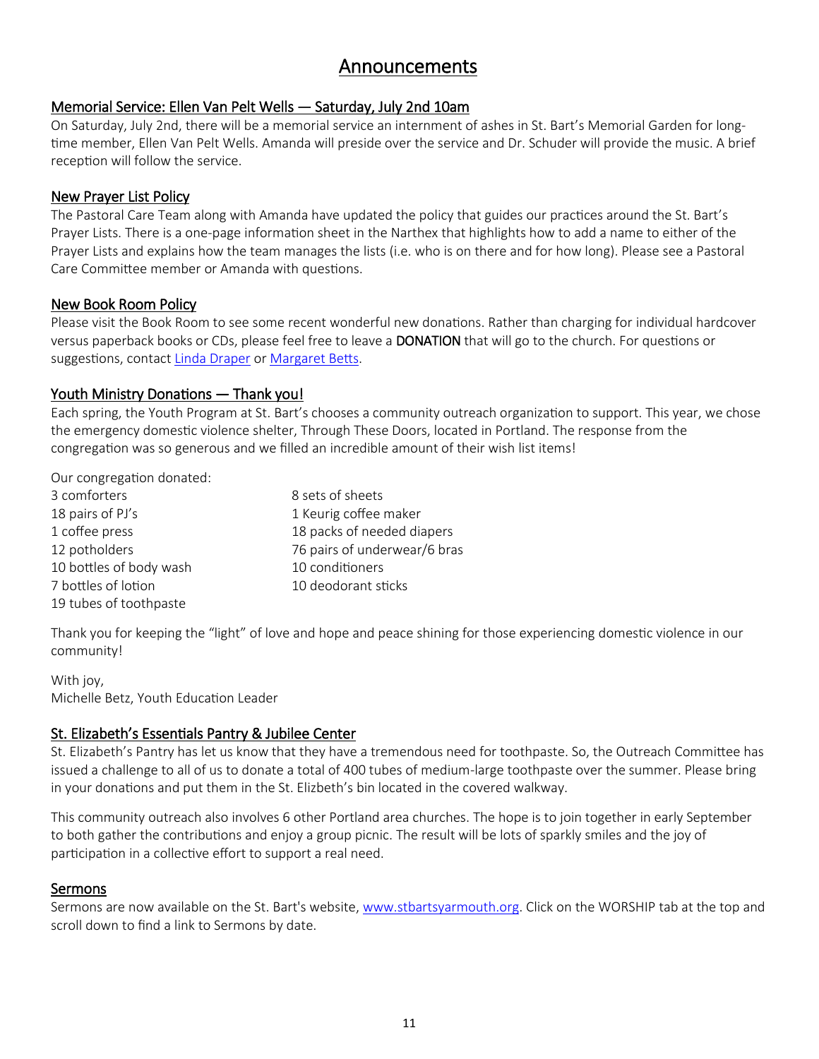# Announcements

## Memorial Service: Ellen Van Pelt Wells — Saturday, July 2nd 10am

On Saturday, July 2nd, there will be a memorial service an internment of ashes in St. Bart's Memorial Garden for long-time member, Ellen Van Pelt Wells. Amanda will preside over the service and Dr. Schuder will provide the music. A brief reception will follow the service.

## New Prayer List Policy

The Pastoral Care Team along with Amanda have updated the policy that guides our practices around the St. Bart's Prayer Lists. There is a one-page information sheet in the Narthex that highlights how to add a name to either of the Prayer Lists and explains how the team manages the lists (i.e. who is on there and for how long). Please see a Pastoral Care Committee member or Amanda with questions.

## New Book Room Policy

Please visit the Book Room to see some recent wonderful new donations. Rather than charging for individual hardcover versus paperback books or CDs, please feel free to leave a **DONATION** that will go to the church. For questions or suggestions, contact Linda Draper or Margaret Betts.

## Youth Ministry Donations — Thank you!

Each spring, the Youth Program at St. Bart's chooses a community outreach organization to support. This year, we chose the emergency domestic violence shelter, Through These Doors, located in Portland. The response from the congregation was so generous and we filled an incredible amount of their wish list items!

Our congregation donated:

3 comforters
18 pairs of PJ's
1 coffee press
12 potholders
10 bottles of body wash
7 bottles of lotion
19 tubes of toothpaste
8 sets of sheets
1 Keurig coffee maker
18 packs of needed diapers
76 pairs of underwear/6 bras
10 conditioners
10 deodorant sticks

Thank you for keeping the "light" of love and hope and peace shining for those experiencing domestic violence in our community!

With joy,
Michelle Betz, Youth Education Leader

## St. Elizabeth's Essentials Pantry & Jubilee Center

St. Elizabeth's Pantry has let us know that they have a tremendous need for toothpaste. So, the Outreach Committee has issued a challenge to all of us to donate a total of 400 tubes of medium-large toothpaste over the summer. Please bring in your donations and put them in the St. Elizbeth's bin located in the covered walkway.

This community outreach also involves 6 other Portland area churches. The hope is to join together in early September to both gather the contributions and enjoy a group picnic. The result will be lots of sparkly smiles and the joy of participation in a collective effort to support a real need.

## Sermons

Sermons are now available on the St. Bart's website, www.stbartsyarmouth.org. Click on the WORSHIP tab at the top and scroll down to find a link to Sermons by date.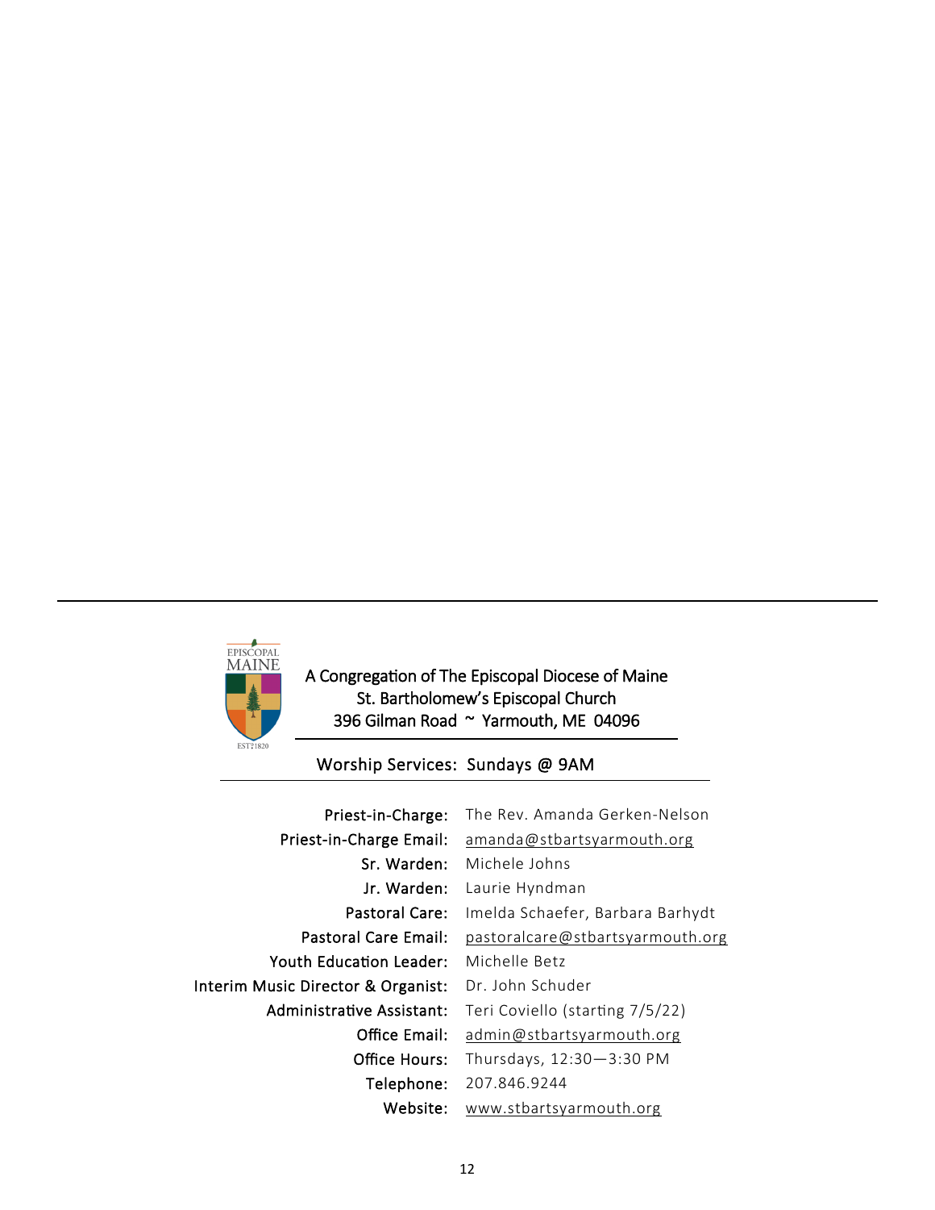A Congregation of The Episcopal Diocese of Maine
St. Bartholomew's Episcopal Church
396 Gilman Road ~ Yarmouth, ME 04096

Worship Services: Sundays @ 9AM

| | |
|---|---|
| Priest-in-Charge: | The Rev. Amanda Gerken-Nelson |
| Priest-in-Charge Email: | amanda@stbartsyarmouth.org |
| Sr. Warden: | Michele Johns |
| Jr. Warden: | Laurie Hyndman |
| Pastoral Care: | Imelda Schaefer, Barbara Barhydt |
| Pastoral Care Email: | pastoralcare@stbartsyarmouth.org |
| Youth Education Leader: | Michelle Betz |
| Interim Music Director & Organist: | Dr. John Schuder |
| Administrative Assistant: | Teri Coviello (starting 7/5/22) |
| Office Email: | admin@stbartsyarmouth.org |
| Office Hours: | Thursdays, 12:30—3:30 PM |
| Telephone: | 207.846.9244 |
| Website: | www.stbartsyarmouth.org |